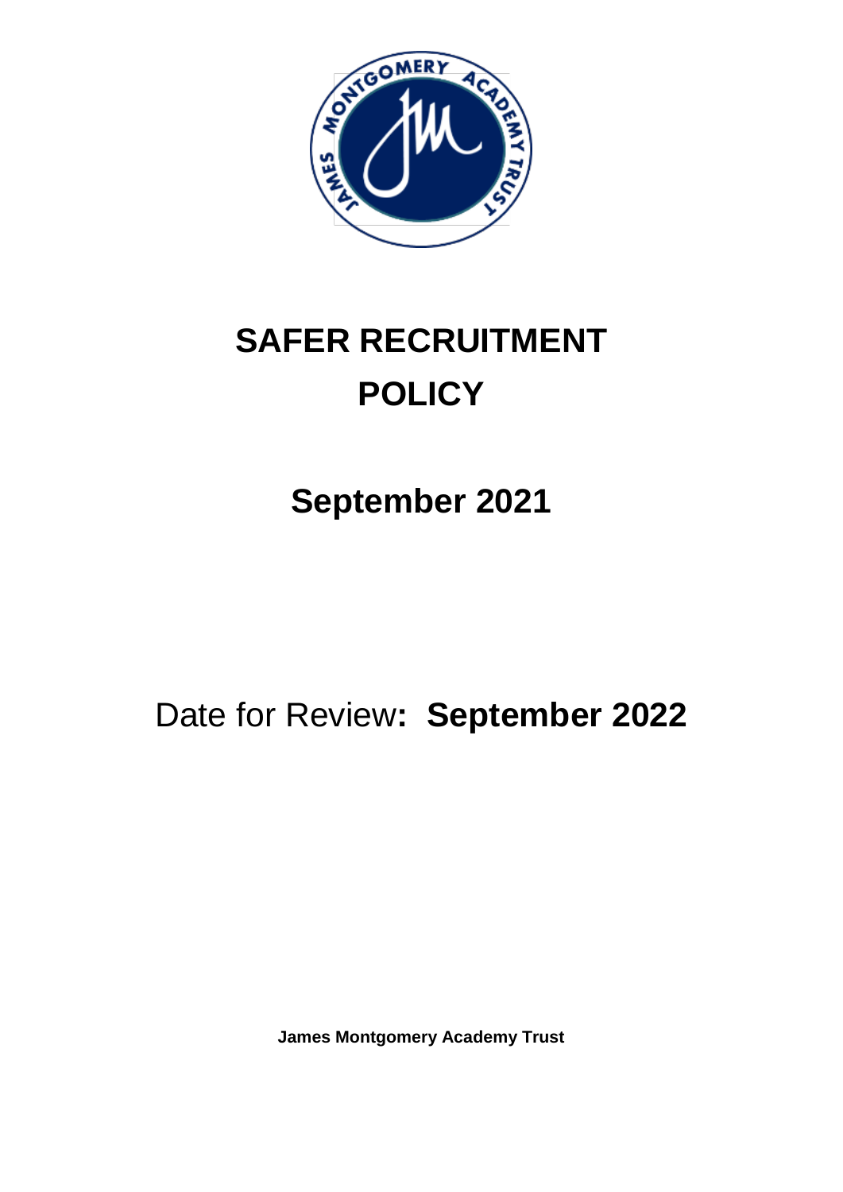# SAFER RECRUITMENT POLICY

## September 2021

Date for Review: **September 2022**

**James Montgomery Academy Trust**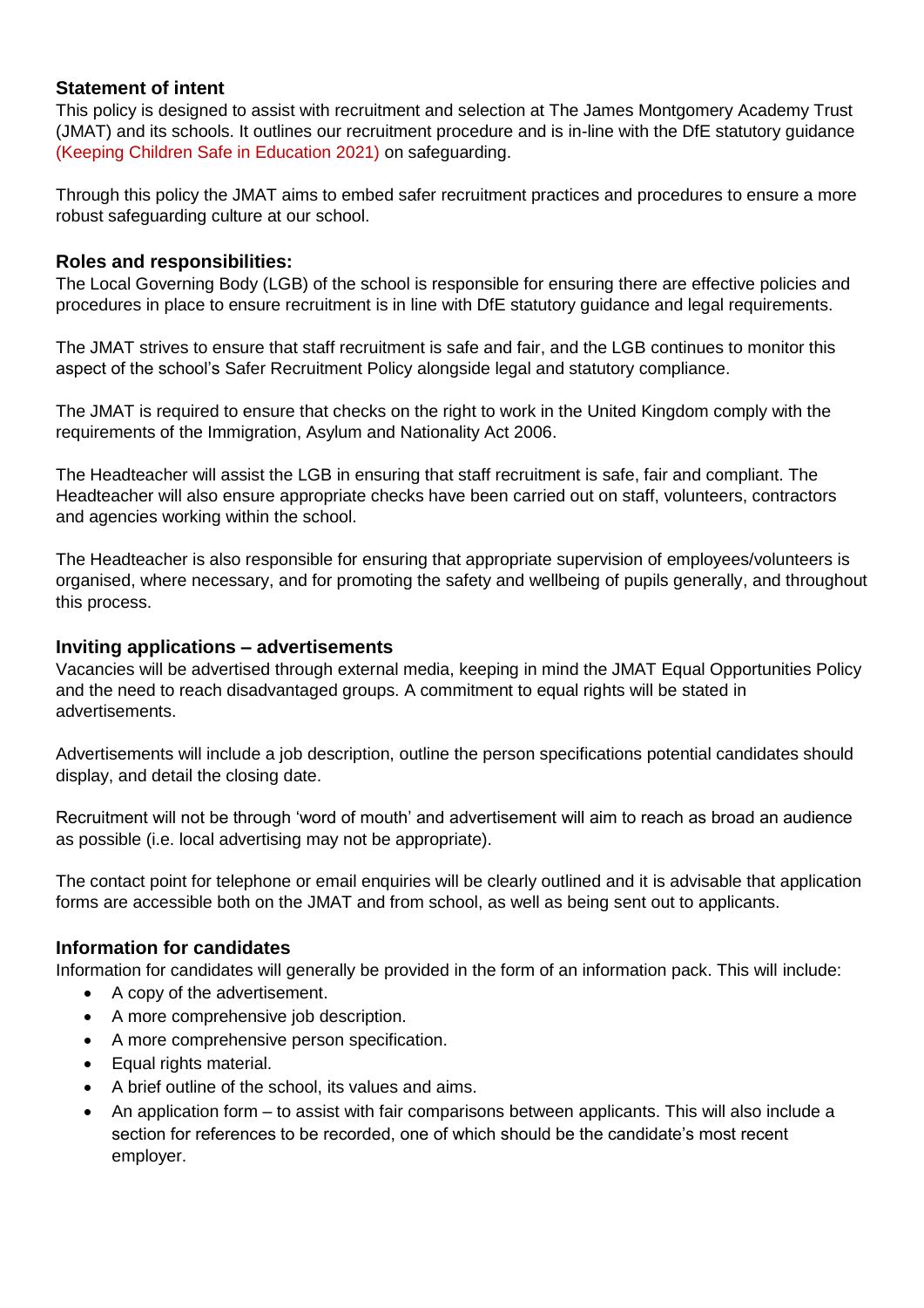### Statement of intent

This policy is designed to assist with recruitment and selection at The James Montgomery Academy Trust (JMAT) and its schools. It outlines our recruitment procedure and is in-line with the DfE statutory guidance (Keeping Children Safe in Education 2021) on safeguarding.

Through this policy the JMAT aims to embed safer recruitment practices and procedures to ensure a more robust safeguarding culture at our school.

### Roles and responsibilities:

The Local Governing Body (LGB) of the school is responsible for ensuring there are effective policies and procedures in place to ensure recruitment is in line with DfE statutory guidance and legal requirements.

The JMAT strives to ensure that staff recruitment is safe and fair, and the LGB continues to monitor this aspect of the school's Safer Recruitment Policy alongside legal and statutory compliance.

The JMAT is required to ensure that checks on the right to work in the United Kingdom comply with the requirements of the Immigration, Asylum and Nationality Act 2006.

The Headteacher will assist the LGB in ensuring that staff recruitment is safe, fair and compliant. The Headteacher will also ensure appropriate checks have been carried out on staff, volunteers, contractors and agencies working within the school.

The Headteacher is also responsible for ensuring that appropriate supervision of employees/volunteers is organised, where necessary, and for promoting the safety and wellbeing of pupils generally, and throughout this process.

### Inviting applications – advertisements

Vacancies will be advertised through external media, keeping in mind the JMAT Equal Opportunities Policy and the need to reach disadvantaged groups. A commitment to equal rights will be stated in advertisements.

Advertisements will include a job description, outline the person specifications potential candidates should display, and detail the closing date.

Recruitment will not be through 'word of mouth' and advertisement will aim to reach as broad an audience as possible (i.e. local advertising may not be appropriate).

The contact point for telephone or email enquiries will be clearly outlined and it is advisable that application forms are accessible both on the JMAT and from school, as well as being sent out to applicants.

### Information for candidates

Information for candidates will generally be provided in the form of an information pack. This will include:

- A copy of the advertisement.
- A more comprehensive job description.
- A more comprehensive person specification.
- Equal rights material.
- A brief outline of the school, its values and aims.
- An application form – to assist with fair comparisons between applicants. This will also include a section for references to be recorded, one of which should be the candidate's most recent employer.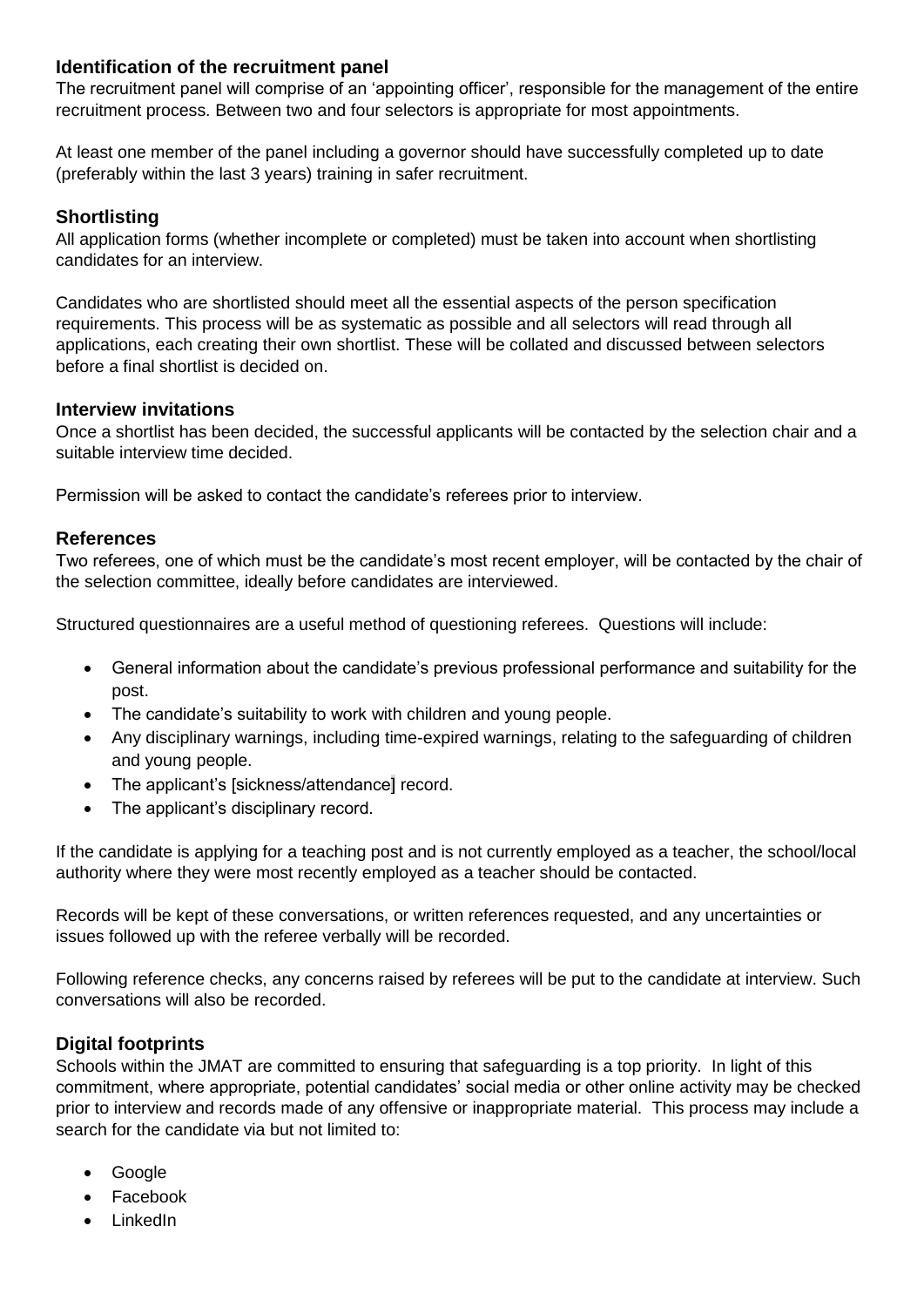### Identification of the recruitment panel

The recruitment panel will comprise of an 'appointing officer', responsible for the management of the entire recruitment process. Between two and four selectors is appropriate for most appointments.

At least one member of the panel including a governor should have successfully completed up to date (preferably within the last 3 years) training in safer recruitment.

### Shortlisting

All application forms (whether incomplete or completed) must be taken into account when shortlisting candidates for an interview.

Candidates who are shortlisted should meet all the essential aspects of the person specification requirements. This process will be as systematic as possible and all selectors will read through all applications, each creating their own shortlist. These will be collated and discussed between selectors before a final shortlist is decided on.

### Interview invitations

Once a shortlist has been decided, the successful applicants will be contacted by the selection chair and a suitable interview time decided.

Permission will be asked to contact the candidate's referees prior to interview.

### References

Two referees, one of which must be the candidate's most recent employer, will be contacted by the chair of the selection committee, ideally before candidates are interviewed.

Structured questionnaires are a useful method of questioning referees. Questions will include:

- General information about the candidate's previous professional performance and suitability for the post.
- The candidate's suitability to work with children and young people.
- Any disciplinary warnings, including time-expired warnings, relating to the safeguarding of children and young people.
- The applicant's [sickness/attendance] record.
- The applicant's disciplinary record.

If the candidate is applying for a teaching post and is not currently employed as a teacher, the school/local authority where they were most recently employed as a teacher should be contacted.

Records will be kept of these conversations, or written references requested, and any uncertainties or issues followed up with the referee verbally will be recorded.

Following reference checks, any concerns raised by referees will be put to the candidate at interview. Such conversations will also be recorded.

### Digital footprints

Schools within the JMAT are committed to ensuring that safeguarding is a top priority. In light of this commitment, where appropriate, potential candidates' social media or other online activity may be checked prior to interview and records made of any offensive or inappropriate material. This process may include a search for the candidate via but not limited to:

- Google
- Facebook
- LinkedIn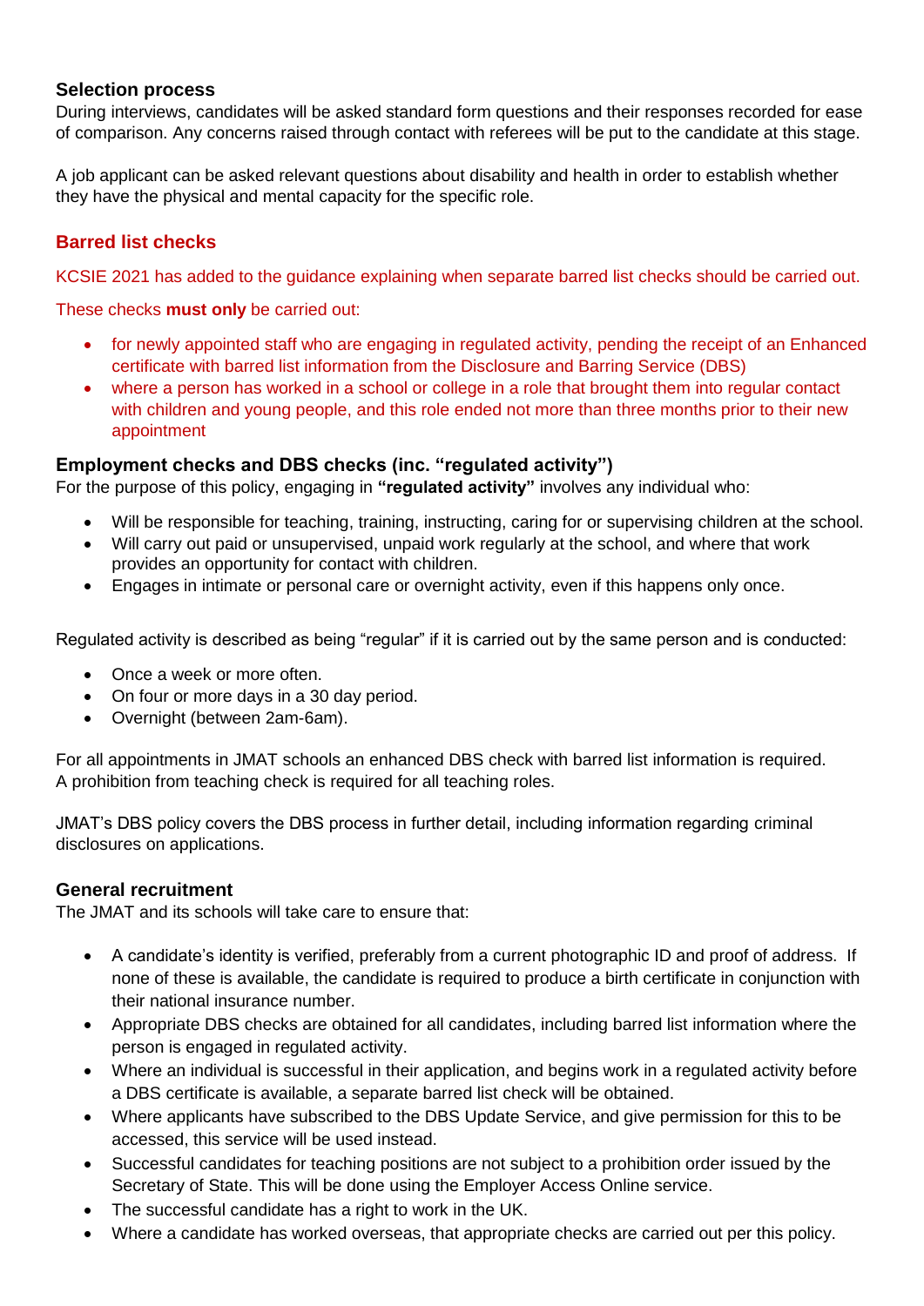### Selection process

During interviews, candidates will be asked standard form questions and their responses recorded for ease of comparison. Any concerns raised through contact with referees will be put to the candidate at this stage.

A job applicant can be asked relevant questions about disability and health in order to establish whether they have the physical and mental capacity for the specific role.

### Barred list checks

KCSIE 2021 has added to the guidance explaining when separate barred list checks should be carried out.

These checks **must only** be carried out:

- for newly appointed staff who are engaging in regulated activity, pending the receipt of an Enhanced certificate with barred list information from the Disclosure and Barring Service (DBS)
- where a person has worked in a school or college in a role that brought them into regular contact with children and young people, and this role ended not more than three months prior to their new appointment

### Employment checks and DBS checks (inc. "regulated activity")

For the purpose of this policy, engaging in **"regulated activity"** involves any individual who:

- Will be responsible for teaching, training, instructing, caring for or supervising children at the school.
- Will carry out paid or unsupervised, unpaid work regularly at the school, and where that work provides an opportunity for contact with children.
- Engages in intimate or personal care or overnight activity, even if this happens only once.

Regulated activity is described as being "regular" if it is carried out by the same person and is conducted:

- Once a week or more often.
- On four or more days in a 30 day period.
- Overnight (between 2am-6am).

For all appointments in JMAT schools an enhanced DBS check with barred list information is required. A prohibition from teaching check is required for all teaching roles.

JMAT's DBS policy covers the DBS process in further detail, including information regarding criminal disclosures on applications.

### General recruitment

The JMAT and its schools will take care to ensure that:

- A candidate's identity is verified, preferably from a current photographic ID and proof of address. If none of these is available, the candidate is required to produce a birth certificate in conjunction with their national insurance number.
- Appropriate DBS checks are obtained for all candidates, including barred list information where the person is engaged in regulated activity.
- Where an individual is successful in their application, and begins work in a regulated activity before a DBS certificate is available, a separate barred list check will be obtained.
- Where applicants have subscribed to the DBS Update Service, and give permission for this to be accessed, this service will be used instead.
- Successful candidates for teaching positions are not subject to a prohibition order issued by the Secretary of State. This will be done using the Employer Access Online service.
- The successful candidate has a right to work in the UK.
- Where a candidate has worked overseas, that appropriate checks are carried out per this policy.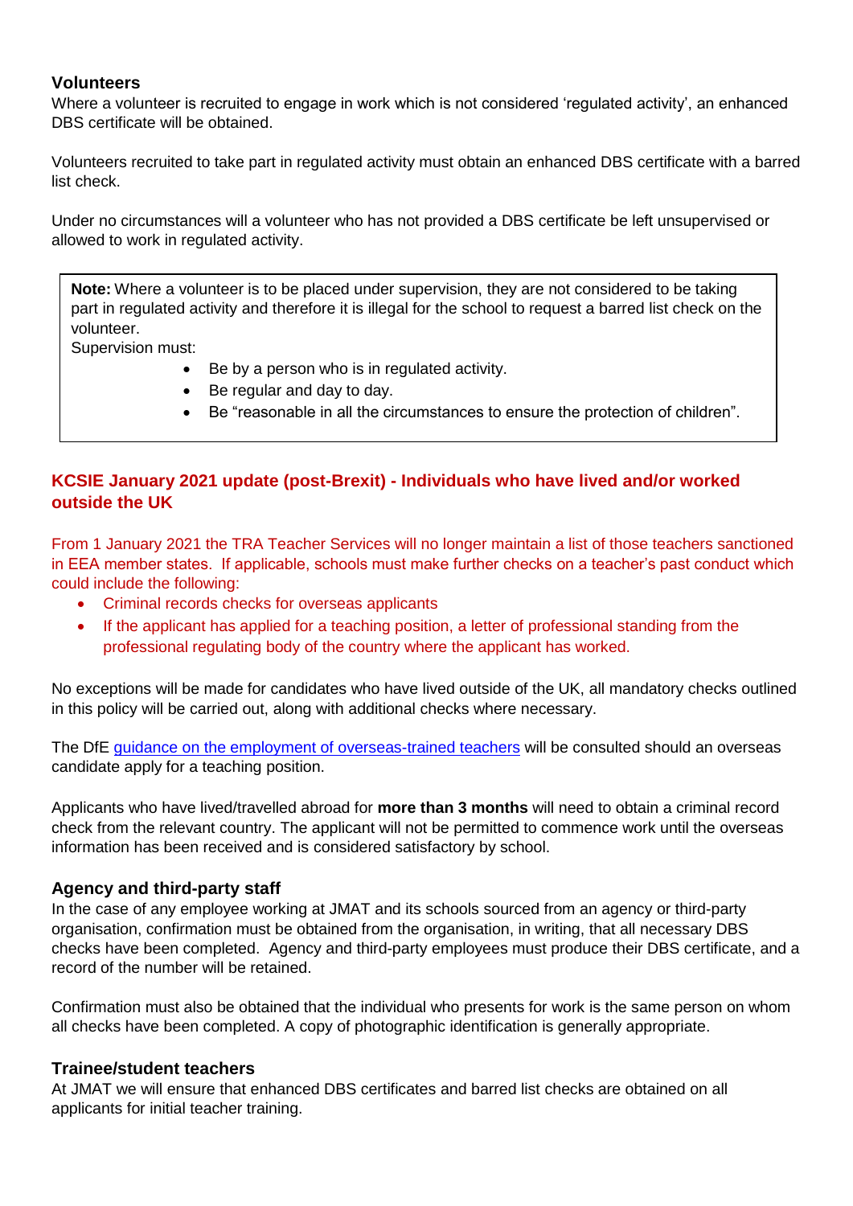### Volunteers

Where a volunteer is recruited to engage in work which is not considered ‘regulated activity’, an enhanced DBS certificate will be obtained.

Volunteers recruited to take part in regulated activity must obtain an enhanced DBS certificate with a barred list check.

Under no circumstances will a volunteer who has not provided a DBS certificate be left unsupervised or allowed to work in regulated activity.

> **Note:** Where a volunteer is to be placed under supervision, they are not considered to be taking part in regulated activity and therefore it is illegal for the school to request a barred list check on the volunteer.
> Supervision must:
>
> - Be by a person who is in regulated activity.
> - Be regular and day to day.
> - Be “reasonable in all the circumstances to ensure the protection of children”.

### KCSIE January 2021 update (post-Brexit) - Individuals who have lived and/or worked outside the UK

From 1 January 2021 the TRA Teacher Services will no longer maintain a list of those teachers sanctioned in EEA member states. If applicable, schools must make further checks on a teacher’s past conduct which could include the following:

- Criminal records checks for overseas applicants
- If the applicant has applied for a teaching position, a letter of professional standing from the professional regulating body of the country where the applicant has worked.

No exceptions will be made for candidates who have lived outside of the UK, all mandatory checks outlined in this policy will be carried out, along with additional checks where necessary.

The DfE [guidance on the employment of overseas-trained teachers] will be consulted should an overseas candidate apply for a teaching position.

Applicants who have lived/travelled abroad for **more than 3 months** will need to obtain a criminal record check from the relevant country. The applicant will not be permitted to commence work until the overseas information has been received and is considered satisfactory by school.

### Agency and third-party staff

In the case of any employee working at JMAT and its schools sourced from an agency or third-party organisation, confirmation must be obtained from the organisation, in writing, that all necessary DBS checks have been completed. Agency and third-party employees must produce their DBS certificate, and a record of the number will be retained.

Confirmation must also be obtained that the individual who presents for work is the same person on whom all checks have been completed. A copy of photographic identification is generally appropriate.

### Trainee/student teachers

At JMAT we will ensure that enhanced DBS certificates and barred list checks are obtained on all applicants for initial teacher training.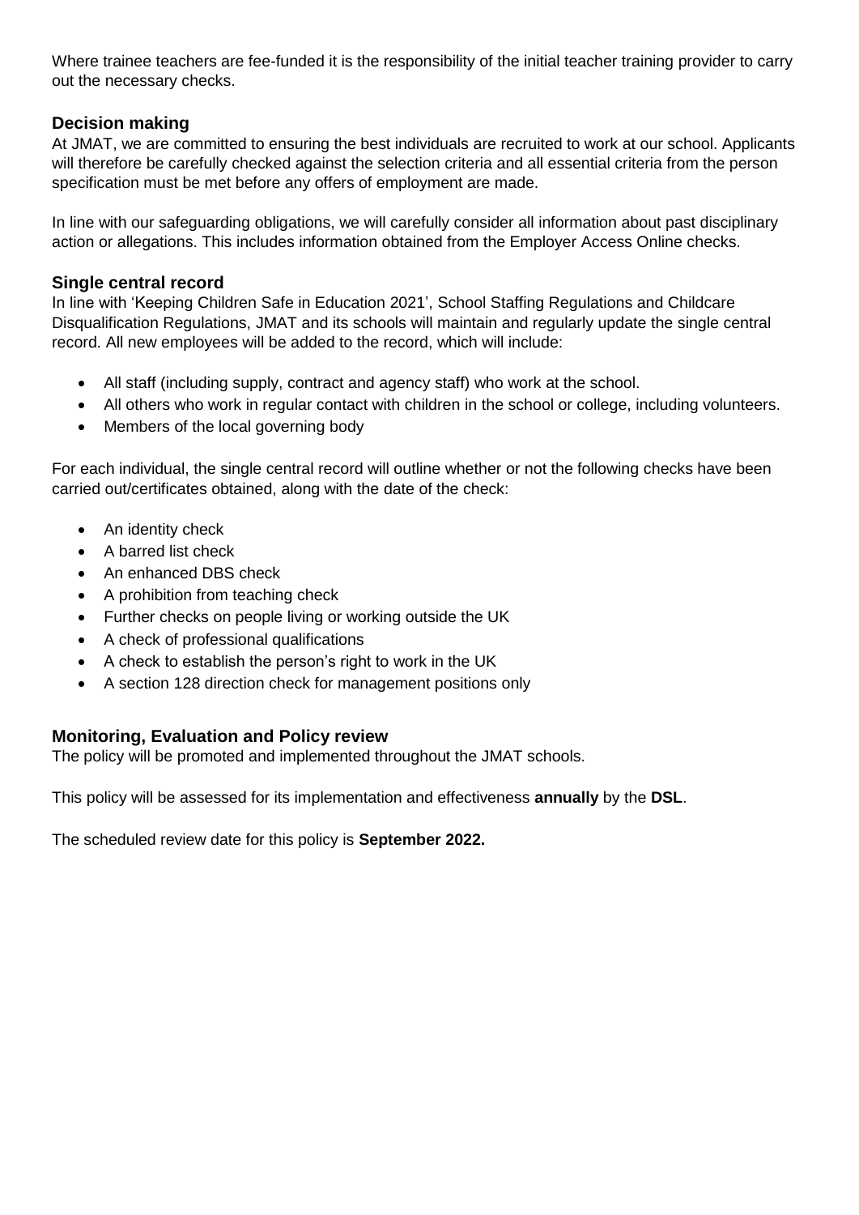Where trainee teachers are fee-funded it is the responsibility of the initial teacher training provider to carry out the necessary checks.

### Decision making

At JMAT, we are committed to ensuring the best individuals are recruited to work at our school. Applicants will therefore be carefully checked against the selection criteria and all essential criteria from the person specification must be met before any offers of employment are made.

In line with our safeguarding obligations, we will carefully consider all information about past disciplinary action or allegations. This includes information obtained from the Employer Access Online checks.

### Single central record

In line with 'Keeping Children Safe in Education 2021', School Staffing Regulations and Childcare Disqualification Regulations, JMAT and its schools will maintain and regularly update the single central record. All new employees will be added to the record, which will include:

- All staff (including supply, contract and agency staff) who work at the school.
- All others who work in regular contact with children in the school or college, including volunteers.
- Members of the local governing body

For each individual, the single central record will outline whether or not the following checks have been carried out/certificates obtained, along with the date of the check:

- An identity check
- A barred list check
- An enhanced DBS check
- A prohibition from teaching check
- Further checks on people living or working outside the UK
- A check of professional qualifications
- A check to establish the person's right to work in the UK
- A section 128 direction check for management positions only

### Monitoring, Evaluation and Policy review

The policy will be promoted and implemented throughout the JMAT schools.

This policy will be assessed for its implementation and effectiveness **annually** by the **DSL**.

The scheduled review date for this policy is **September 2022.**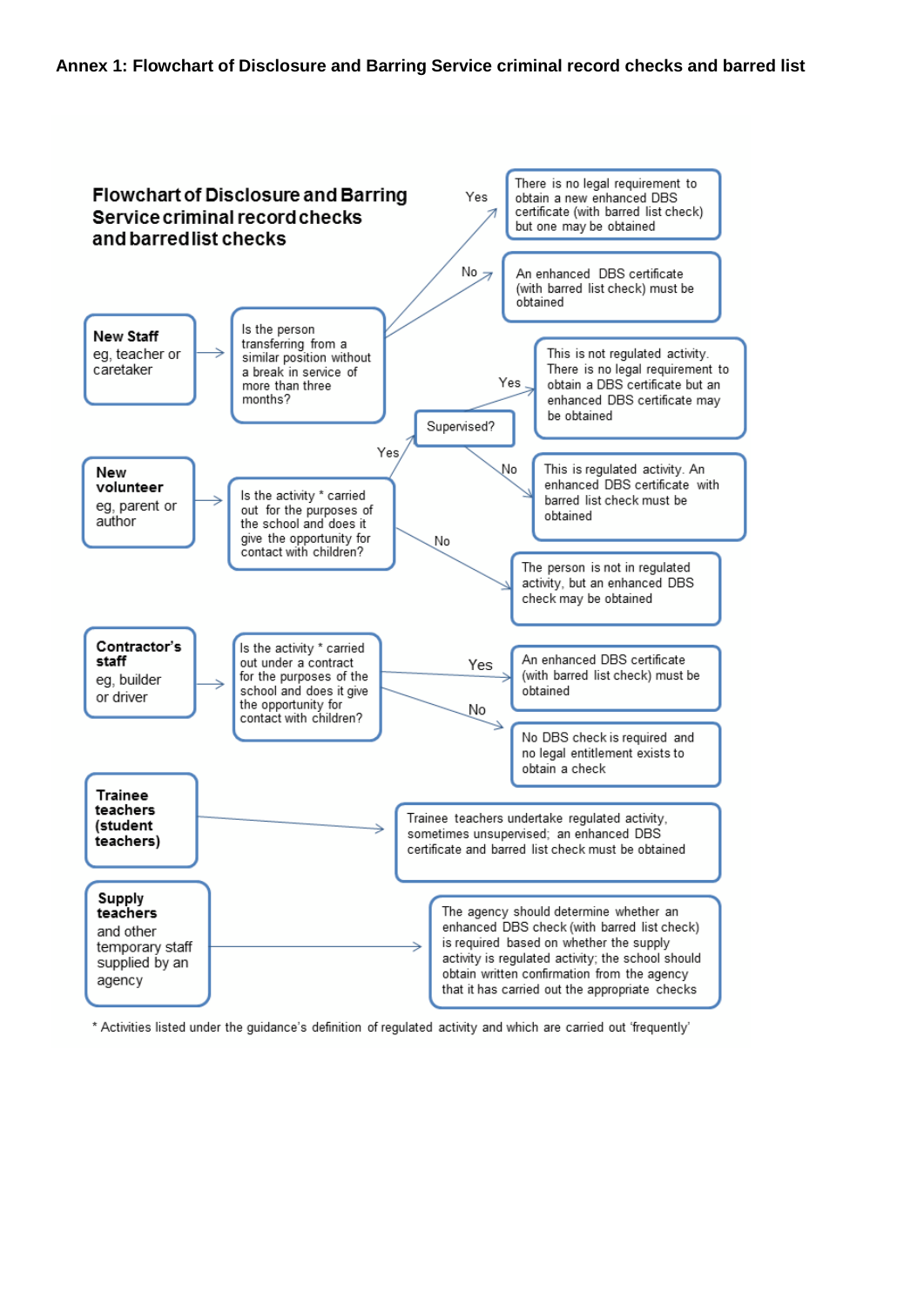**Annex 1: Flowchart of Disclosure and Barring Service criminal record checks and barred list**

## Flowchart of Disclosure and Barring Service criminal record checks and barred list checks

**New Staff**
eg, teacher or caretaker

Is the person transferring from a similar position without a break in service of more than three months?

Yes

There is no legal requirement to obtain a new enhanced DBS certificate (with barred list check) but one may be obtained

No

An enhanced DBS certificate (with barred list check) must be obtained

**New volunteer**
eg, parent or author

Is the activity * carried out for the purposes of the school and does it give the opportunity for contact with children?

Yes

Supervised?

Yes

This is not regulated activity. There is no legal requirement to obtain a DBS certificate but an enhanced DBS certificate may be obtained

No

This is regulated activity. An enhanced DBS certificate with barred list check must be obtained

No

The person is not in regulated activity, but an enhanced DBS check may be obtained

**Contractor's staff**
eg, builder or driver

Is the activity * carried out under a contract for the purposes of the school and does it give the opportunity for contact with children?

Yes

An enhanced DBS certificate (with barred list check) must be obtained

No

No DBS check is required and no legal entitlement exists to obtain a check

**Trainee teachers (student teachers)**

Trainee teachers undertake regulated activity, sometimes unsupervised; an enhanced DBS certificate and barred list check must be obtained

**Supply teachers**
and other temporary staff supplied by an agency

The agency should determine whether an enhanced DBS check (with barred list check) is required based on whether the supply activity is regulated activity; the school should obtain written confirmation from the agency that it has carried out the appropriate checks

\* Activities listed under the guidance's definition of regulated activity and which are carried out 'frequently'